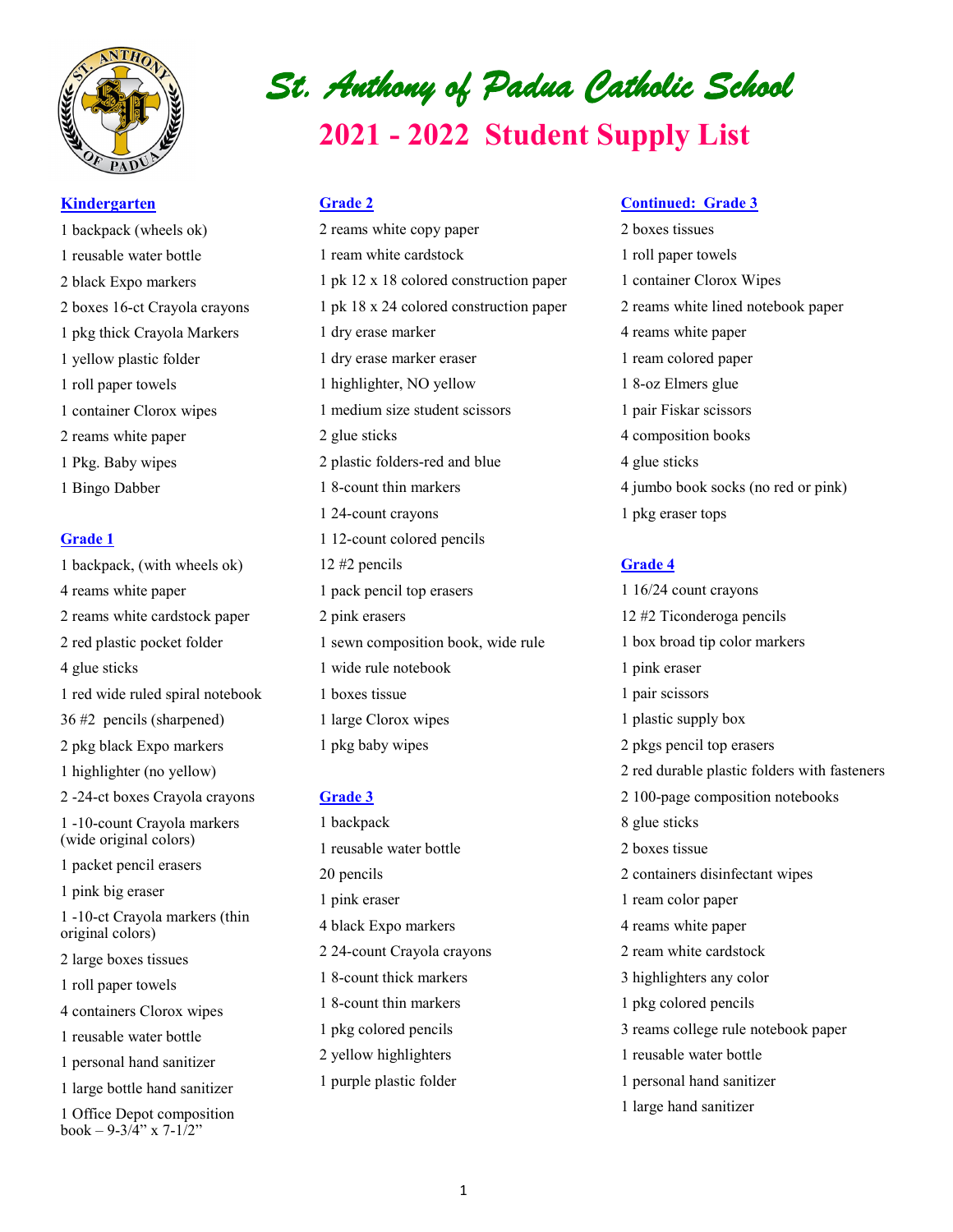# St. Anthony of Padua Catholic School

## 2021 - 2022 Student Supply List

### Kindergarten

1 backpack (wheels ok)
1 reusable water bottle
2 black Expo markers
2 boxes 16-ct Crayola crayons
1 pkg thick Crayola Markers
1 yellow plastic folder
1 roll paper towels
1 container Clorox wipes
2 reams white paper
1 Pkg. Baby wipes
1 Bingo Dabber

### Grade 1

1 backpack, (with wheels ok)
4 reams white paper
2 reams white cardstock paper
2 red plastic pocket folder
4 glue sticks
1 red wide ruled spiral notebook
36 #2 pencils (sharpened)
2 pkg black Expo markers
1 highlighter (no yellow)
2 -24-ct boxes Crayola crayons
1 -10-count Crayola markers (wide original colors)
1 packet pencil erasers
1 pink big eraser
1 -10-ct Crayola markers (thin original colors)
2 large boxes tissues
1 roll paper towels
4 containers Clorox wipes
1 reusable water bottle
1 personal hand sanitizer
1 large bottle hand sanitizer
1 Office Depot composition book – 9-3/4" x 7-1/2"

### Grade 2

2 reams white copy paper
1 ream white cardstock
1 pk 12 x 18 colored construction paper
1 pk 18 x 24 colored construction paper
1 dry erase marker
1 dry erase marker eraser
1 highlighter, NO yellow
1 medium size student scissors
2 glue sticks
2 plastic folders-red and blue
1 8-count thin markers
1 24-count crayons
1 12-count colored pencils
12 #2 pencils
1 pack pencil top erasers
2 pink erasers
1 sewn composition book, wide rule
1 wide rule notebook
1 boxes tissue
1 large Clorox wipes
1 pkg baby wipes

### Grade 3

1 backpack
1 reusable water bottle
20 pencils
1 pink eraser
4 black Expo markers
2 24-count Crayola crayons
1 8-count thick markers
1 8-count thin markers
1 pkg colored pencils
2 yellow highlighters
1 purple plastic folder

### Continued: Grade 3

2 boxes tissues
1 roll paper towels
1 container Clorox Wipes
2 reams white lined notebook paper
4 reams white paper
1 ream colored paper
1 8-oz Elmers glue
1 pair Fiskar scissors
4 composition books
4 glue sticks
4 jumbo book socks (no red or pink)
1 pkg eraser tops

### Grade 4

1 16/24 count crayons
12 #2 Ticonderoga pencils
1 box broad tip color markers
1 pink eraser
1 pair scissors
1 plastic supply box
2 pkgs pencil top erasers
2 red durable plastic folders with fasteners
2 100-page composition notebooks
8 glue sticks
2 boxes tissue
2 containers disinfectant wipes
1 ream color paper
4 reams white paper
2 ream white cardstock
3 highlighters any color
1 pkg colored pencils
3 reams college rule notebook paper
1 reusable water bottle
1 personal hand sanitizer
1 large hand sanitizer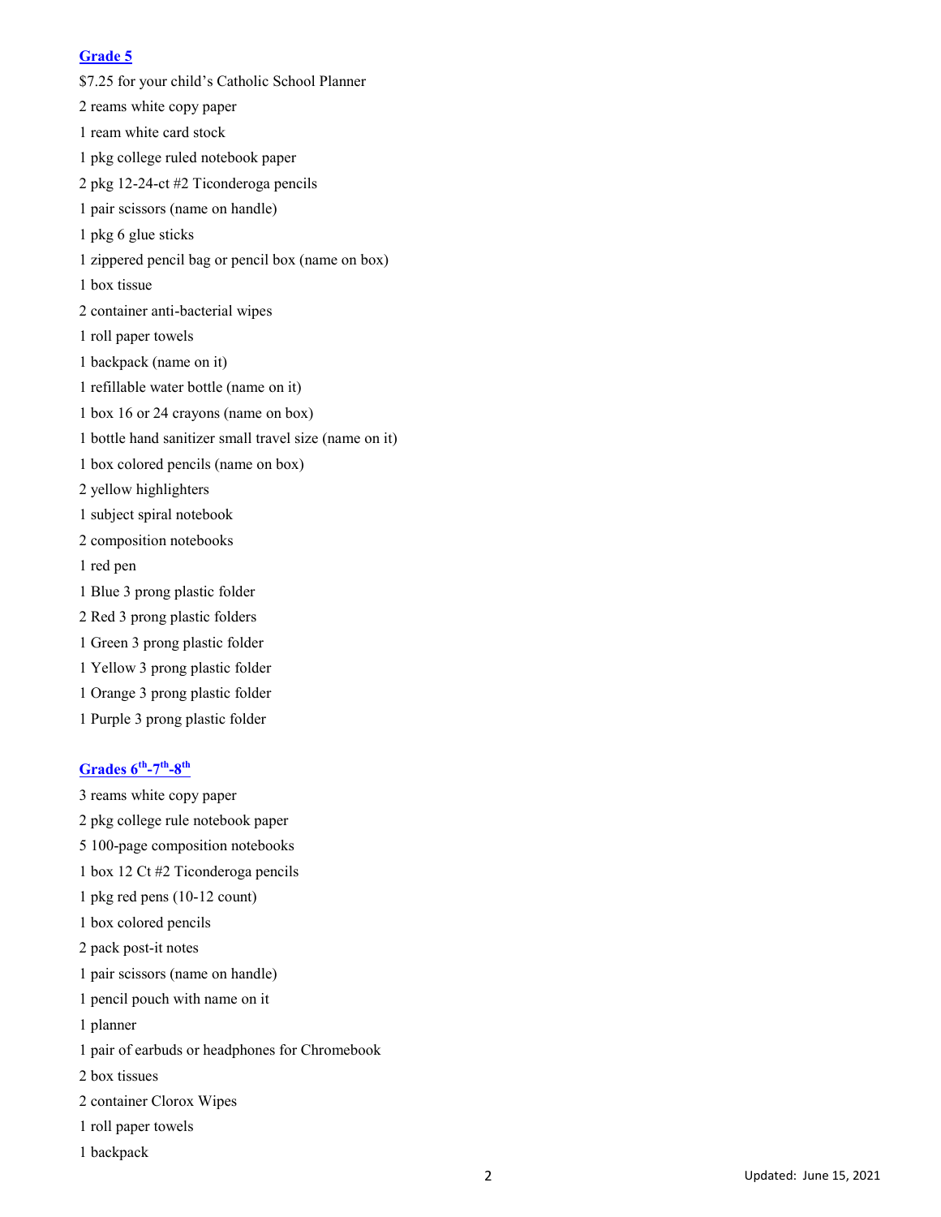## Grade 5

$7.25 for your child's Catholic School Planner

2 reams white copy paper

1 ream white card stock

1 pkg college ruled notebook paper

2 pkg 12-24-ct #2 Ticonderoga pencils

1 pair scissors (name on handle)

1 pkg 6 glue sticks

1 zippered pencil bag or pencil box (name on box)

1 box tissue

2 container anti-bacterial wipes

1 roll paper towels

1 backpack (name on it)

1 refillable water bottle (name on it)

1 box 16 or 24 crayons (name on box)

1 bottle hand sanitizer small travel size (name on it)

1 box colored pencils (name on box)

2 yellow highlighters

1 subject spiral notebook

2 composition notebooks

1 red pen

1 Blue 3 prong plastic folder

2 Red 3 prong plastic folders

1 Green 3 prong plastic folder

1 Yellow 3 prong plastic folder

1 Orange 3 prong plastic folder

1 Purple 3 prong plastic folder

## Grades 6th-7th-8th

3 reams white copy paper

2 pkg college rule notebook paper

5 100-page composition notebooks

1 box 12 Ct #2 Ticonderoga pencils

1 pkg red pens (10-12 count)

1 box colored pencils

2 pack post-it notes

1 pair scissors (name on handle)

1 pencil pouch with name on it

1 planner

1 pair of earbuds or headphones for Chromebook

2 box tissues

2 container Clorox Wipes

1 roll paper towels

1 backpack

Updated: June 15, 2021